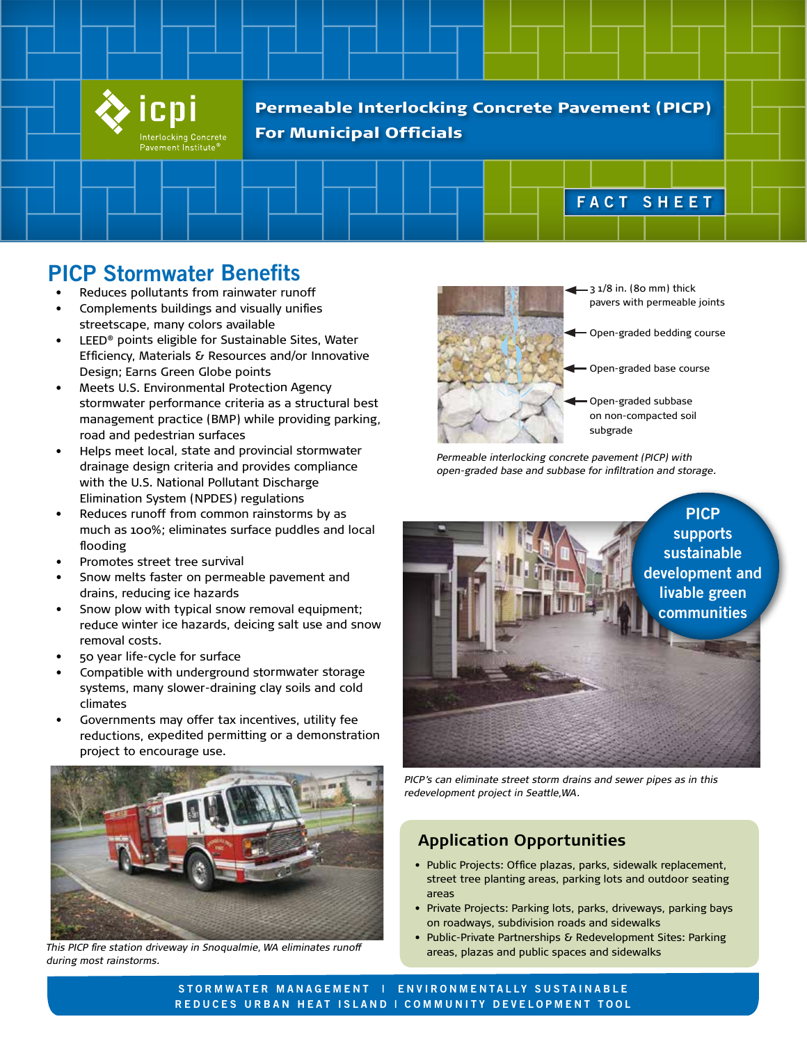# Permeable Interlocking Concrete Pavement (PICP) For Municipal Officials

icpi Interlocking Concrete Pavement Institute®

FACT SHEET

## PICP Stormwater Benefits

- Reduces pollutants from rainwater runoff
- Complements buildings and visually unifies streetscape, many colors available
- LEED® points eligible for Sustainable Sites, Water Efficiency, Materials & Resources and/or Innovative Design; Earns Green Globe points
- Meets U.S. Environmental Protection Agency stormwater performance criteria as a structural best management practice (BMP) while providing parking, road and pedestrian surfaces
- Helps meet local, state and provincial stormwater drainage design criteria and provides compliance with the U.S. National Pollutant Discharge Elimination System (NPDES) regulations
- Reduces runoff from common rainstorms by as much as 100%; eliminates surface puddles and local flooding
- Promotes street tree survival
- Snow melts faster on permeable pavement and drains, reducing ice hazards
- Snow plow with typical snow removal equipment; reduce winter ice hazards, deicing salt use and snow removal costs.
- 50 year life-cycle for surface
- Compatible with underground stormwater storage systems, many slower-draining clay soils and cold climates
- Governments may offer tax incentives, utility fee reductions, expedited permitting or a demonstration project to encourage use.

*This PICP fire station driveway in Snoqualmie, WA eliminates runoff during most rainstorms.*

- 3 1/8 in. (80 mm) thick pavers with permeable joints
- Open-graded bedding course
- Open-graded base course
- Open-graded subbase on non-compacted soil subgrade

*Permeable interlocking concrete pavement (PICP) with open-graded base and subbase for infiltration and storage.*

PICP supports sustainable development and livable green communities

*PICP's can eliminate street storm drains and sewer pipes as in this redevelopment project in Seattle,WA.*

## Application Opportunities

- Public Projects: Office plazas, parks, sidewalk replacement, street tree planting areas, parking lots and outdoor seating areas
- Private Projects: Parking lots, parks, driveways, parking bays on roadways, subdivision roads and sidewalks
- Public-Private Partnerships & Redevelopment Sites: Parking areas, plazas and public spaces and sidewalks

STORMWATER MANAGEMENT | ENVIRONMENTALLY SUSTAINABLE
REDUCES URBAN HEAT ISLAND | COMMUNITY DEVELOPMENT TOOL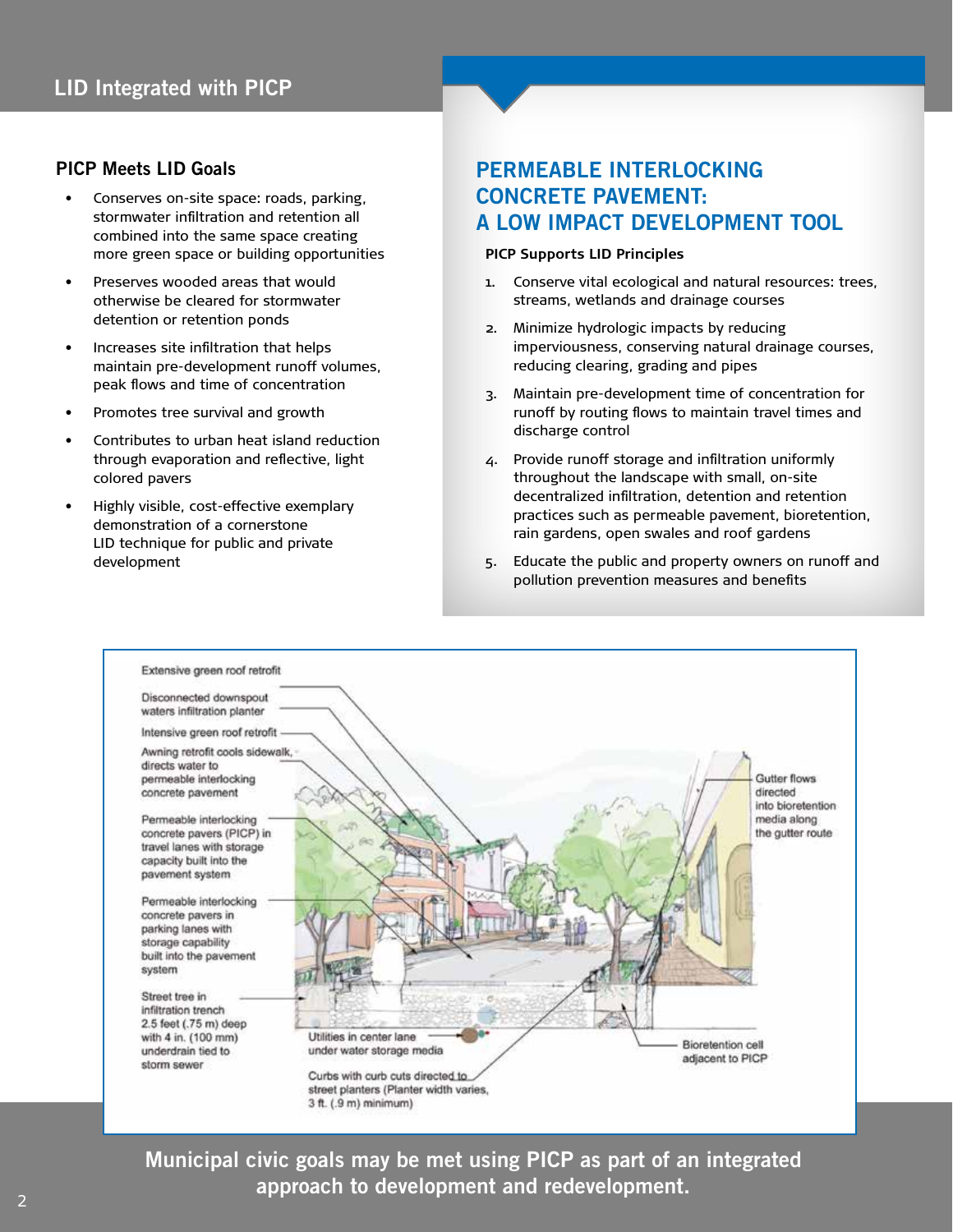## LID Integrated with PICP

### PICP Meets LID Goals

- Conserves on-site space: roads, parking, stormwater infiltration and retention all combined into the same space creating more green space or building opportunities
- Preserves wooded areas that would otherwise be cleared for stormwater detention or retention ponds
- Increases site infiltration that helps maintain pre-development runoff volumes, peak flows and time of concentration
- Promotes tree survival and growth
- Contributes to urban heat island reduction through evaporation and reflective, light colored pavers
- Highly visible, cost-effective exemplary demonstration of a cornerstone LID technique for public and private development

## PERMEABLE INTERLOCKING CONCRETE PAVEMENT: A LOW IMPACT DEVELOPMENT TOOL

**PICP Supports LID Principles**

1. Conserve vital ecological and natural resources: trees, streams, wetlands and drainage courses
2. Minimize hydrologic impacts by reducing imperviousness, conserving natural drainage courses, reducing clearing, grading and pipes
3. Maintain pre-development time of concentration for runoff by routing flows to maintain travel times and discharge control
4. Provide runoff storage and infiltration uniformly throughout the landscape with small, on-site decentralized infiltration, detention and retention practices such as permeable pavement, bioretention, rain gardens, open swales and roof gardens
5. Educate the public and property owners on runoff and pollution prevention measures and benefits

Extensive green roof retrofit

Disconnected downspout waters infiltration planter

Intensive green roof retrofit

Awning retrofit cools sidewalk, directs water to permeable interlocking concrete pavement

Permeable interlocking concrete pavers (PICP) in travel lanes with storage capacity built into the pavement system

Permeable interlocking concrete pavers in parking lanes with storage capability built into the pavement system

Street tree in infiltration trench 2.5 feet (.75 m) deep with 4 in. (100 mm) underdrain tied to storm sewer

Utilities in center lane under water storage media

Curbs with curb cuts directed to street planters (Planter width varies, 3 ft. (.9 m) minimum)

Gutter flows directed into bioretention media along the gutter route

Bioretention cell adjacent to PICP

**Municipal civic goals may be met using PICP as part of an integrated approach to development and redevelopment.**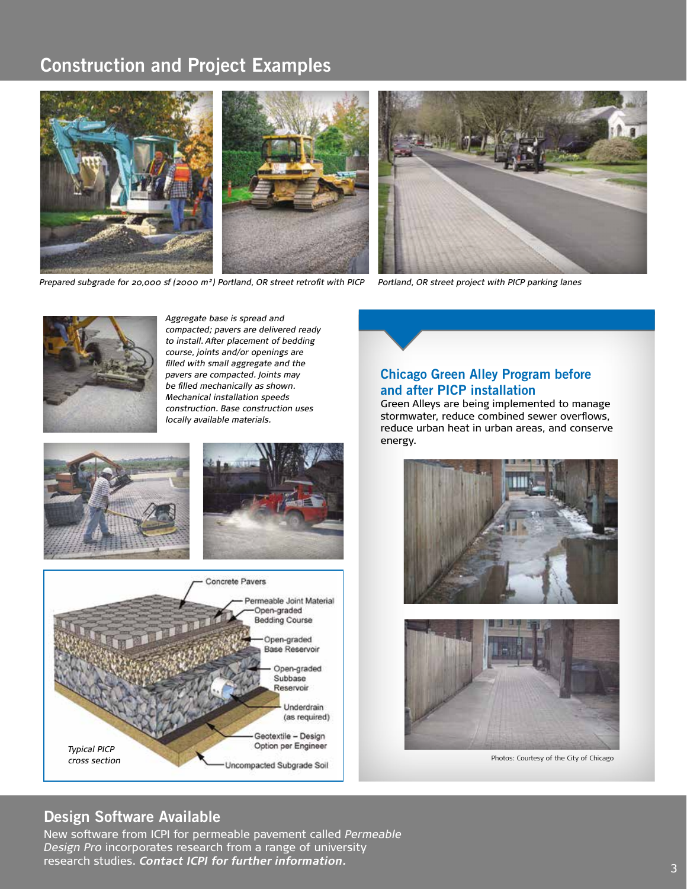## Construction and Project Examples

*Prepared subgrade for 20,000 sf (2000 m²) Portland, OR street retrofit with PICP*

*Portland, OR street project with PICP parking lanes*

*Aggregate base is spread and compacted; pavers are delivered ready to install. After placement of bedding course, joints and/or openings are filled with small aggregate and the pavers are compacted. Joints may be filled mechanically as shown. Mechanical installation speeds construction. Base construction uses locally available materials.*

Concrete Pavers

Permeable Joint Material

Open-graded Bedding Course

Open-graded Base Reservoir

Open-graded Subbase Reservoir

Underdrain (as required)

Geotextile – Design Option per Engineer

Uncompacted Subgrade Soil

*Typical PICP cross section*

### Chicago Green Alley Program before and after PICP installation

Green Alleys are being implemented to manage stormwater, reduce combined sewer overflows, reduce urban heat in urban areas, and conserve energy.

Photos: Courtesy of the City of Chicago

## Design Software Available

New software from ICPI for permeable pavement called *Permeable Design Pro* incorporates research from a range of university research studies. ***Contact ICPI for further information.***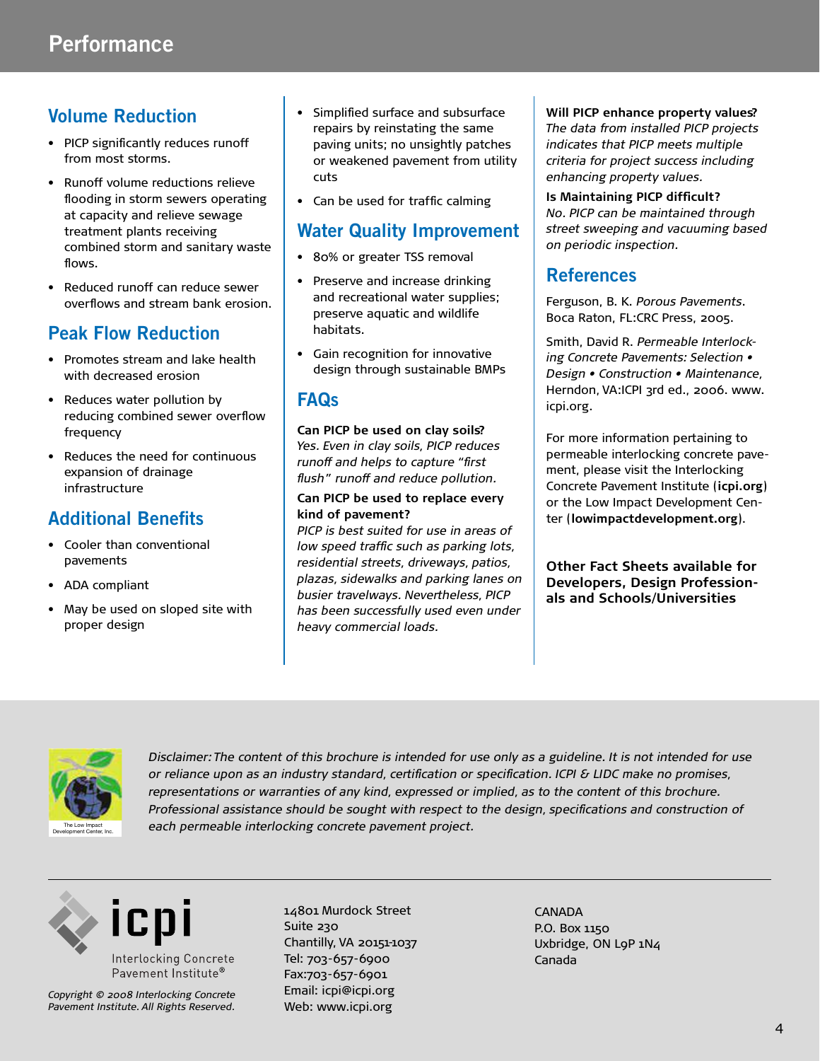# Performance

## Volume Reduction

- PICP significantly reduces runoff from most storms.
- Runoff volume reductions relieve flooding in storm sewers operating at capacity and relieve sewage treatment plants receiving combined storm and sanitary waste flows.
- Reduced runoff can reduce sewer overflows and stream bank erosion.

## Peak Flow Reduction

- Promotes stream and lake health with decreased erosion
- Reduces water pollution by reducing combined sewer overflow frequency
- Reduces the need for continuous expansion of drainage infrastructure

## Additional Benefits

- Cooler than conventional pavements
- ADA compliant
- May be used on sloped site with proper design
- Simplified surface and subsurface repairs by reinstating the same paving units; no unsightly patches or weakened pavement from utility cuts
- Can be used for traffic calming

## Water Quality Improvement

- 80% or greater TSS removal
- Preserve and increase drinking and recreational water supplies; preserve aquatic and wildlife habitats.
- Gain recognition for innovative design through sustainable BMPs

## FAQs

**Can PICP be used on clay soils?**
*Yes. Even in clay soils, PICP reduces runoff and helps to capture "first flush" runoff and reduce pollution.*

**Can PICP be used to replace every kind of pavement?**
*PICP is best suited for use in areas of low speed traffic such as parking lots, residential streets, driveways, patios, plazas, sidewalks and parking lanes on busier travelways. Nevertheless, PICP has been successfully used even under heavy commercial loads.*

**Will PICP enhance property values?**
*The data from installed PICP projects indicates that PICP meets multiple criteria for project success including enhancing property values.*

**Is Maintaining PICP difficult?**
*No. PICP can be maintained through street sweeping and vacuuming based on periodic inspection.*

## References

Ferguson, B. K. *Porous Pavements*. Boca Raton, FL:CRC Press, 2005.

Smith, David R. *Permeable Interlocking Concrete Pavements: Selection • Design • Construction • Maintenance*, Herndon, VA:ICPI 3rd ed., 2006. www.icpi.org.

For more information pertaining to permeable interlocking concrete pavement, please visit the Interlocking Concrete Pavement Institute (**icpi.org**) or the Low Impact Development Center (**lowimpactdevelopment.org**).

**Other Fact Sheets available for Developers, Design Professionals and Schools/Universities**

The Low Impact Development Center, Inc.

*Disclaimer: The content of this brochure is intended for use only as a guideline. It is not intended for use or reliance upon as an industry standard, certification or specification. ICPI & LIDC make no promises, representations or warranties of any kind, expressed or implied, as to the content of this brochure. Professional assistance should be sought with respect to the design, specifications and construction of each permeable interlocking concrete pavement project.*

icpi
Interlocking Concrete Pavement Institute®

*Copyright © 2008 Interlocking Concrete Pavement Institute. All Rights Reserved.*

14801 Murdock Street
Suite 230
Chantilly, VA 20151-1037
Tel: 703-657-6900
Fax:703-657-6901
Email: icpi@icpi.org
Web: www.icpi.org

CANADA
P.O. Box 1150
Uxbridge, ON L9P 1N4
Canada